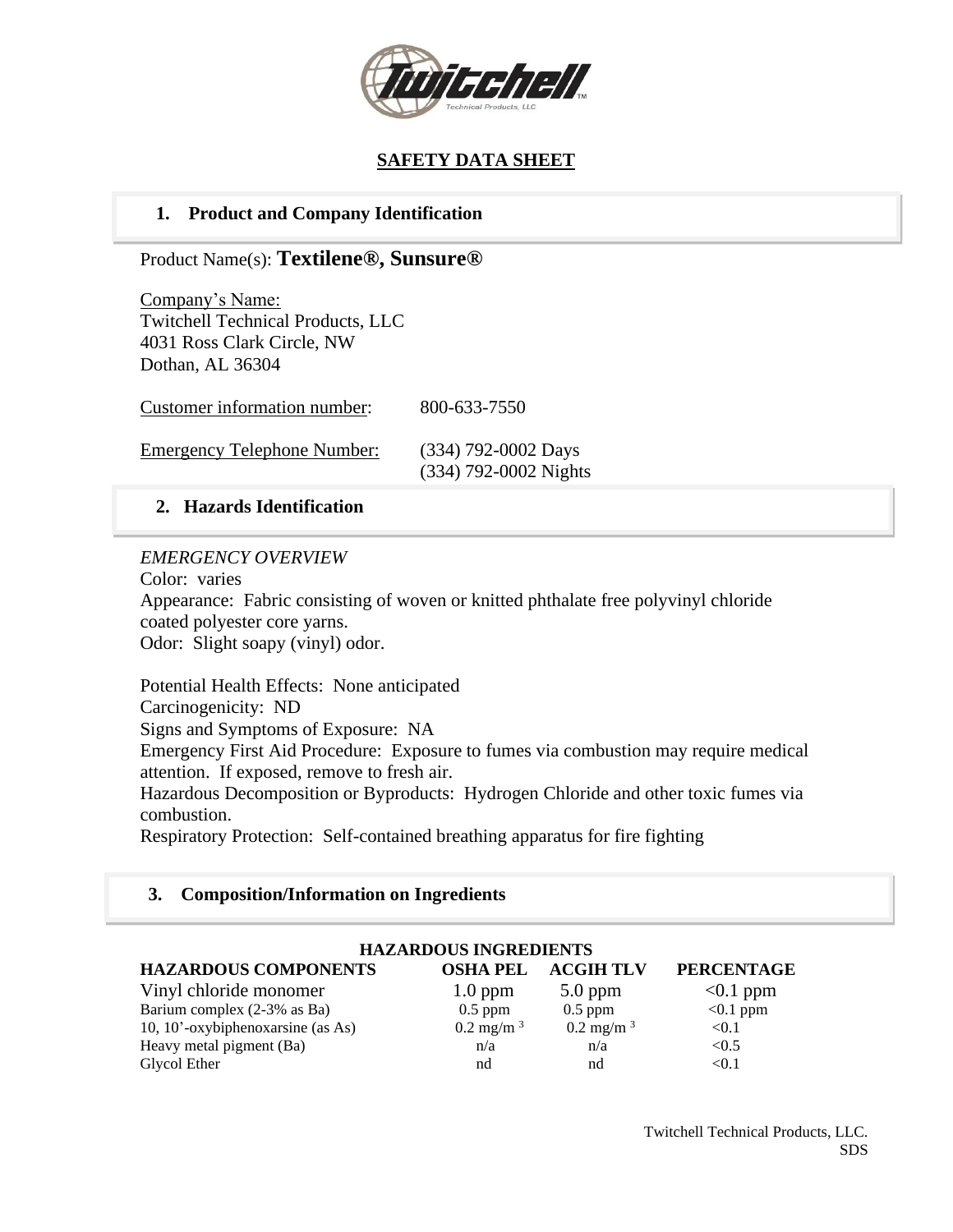# SAFETY DATA SHEET

## 1. Product and Company Identification

Product Name(s): **Textilene®, Sunsure®**

Company's Name:
Twitchell Technical Products, LLC
4031 Ross Clark Circle, NW
Dothan, AL 36304

Customer information number: 800-633-7550

Emergency Telephone Number: (334) 792-0002 Days
(334) 792-0002 Nights

## 2. Hazards Identification

*EMERGENCY OVERVIEW*

Color: varies

Appearance: Fabric consisting of woven or knitted phthalate free polyvinyl chloride coated polyester core yarns.

Odor: Slight soapy (vinyl) odor.

Potential Health Effects: None anticipated

Carcinogenicity: ND

Signs and Symptoms of Exposure: NA

Emergency First Aid Procedure: Exposure to fumes via combustion may require medical attention. If exposed, remove to fresh air.

Hazardous Decomposition or Byproducts: Hydrogen Chloride and other toxic fumes via combustion.

Respiratory Protection: Self-contained breathing apparatus for fire fighting

## 3. Composition/Information on Ingredients

**HAZARDOUS INGREDIENTS**

| HAZARDOUS COMPONENTS | OSHA PEL | ACGIH TLV | PERCENTAGE |
|---|---|---|---|
| Vinyl chloride monomer | 1.0 ppm | 5.0 ppm | <0.1 ppm |
| Barium complex (2-3% as Ba) | 0.5 ppm | 0.5 ppm | <0.1 ppm |
| 10, 10'-oxybiphenoxarsine (as As) | 0.2 mg/m $^3$ | 0.2 mg/m $^3$ | <0.1 |
| Heavy metal pigment (Ba) | n/a | n/a | <0.5 |
| Glycol Ether | nd | nd | <0.1 |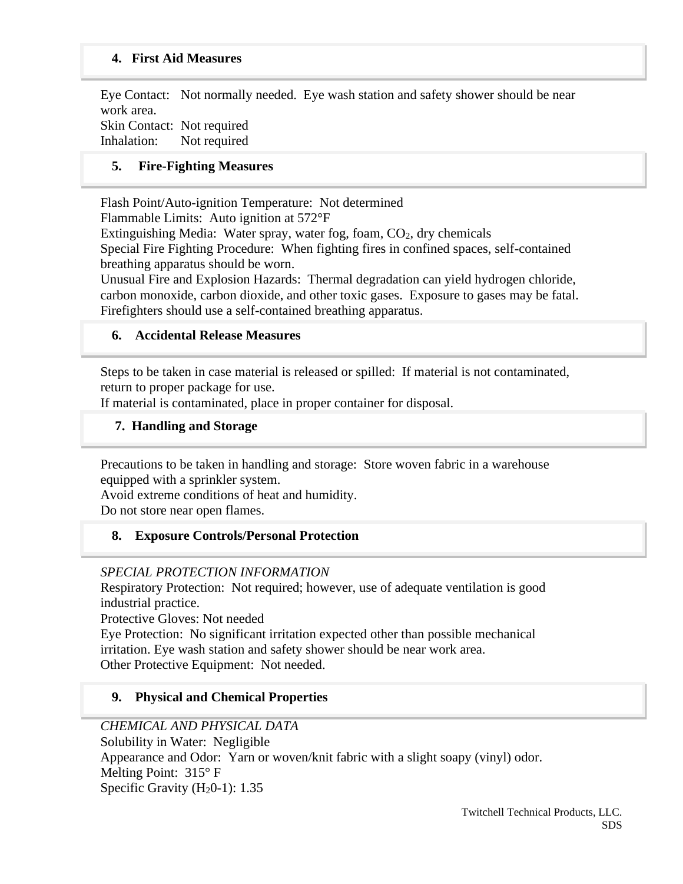## 4. First Aid Measures

Eye Contact: Not normally needed. Eye wash station and safety shower should be near work area.
Skin Contact: Not required
Inhalation: Not required

## 5. Fire-Fighting Measures

Flash Point/Auto-ignition Temperature: Not determined
Flammable Limits: Auto ignition at 572°F
Extinguishing Media: Water spray, water fog, foam, $CO_2$, dry chemicals
Special Fire Fighting Procedure: When fighting fires in confined spaces, self-contained breathing apparatus should be worn.
Unusual Fire and Explosion Hazards: Thermal degradation can yield hydrogen chloride, carbon monoxide, carbon dioxide, and other toxic gases. Exposure to gases may be fatal. Firefighters should use a self-contained breathing apparatus.

## 6. Accidental Release Measures

Steps to be taken in case material is released or spilled: If material is not contaminated, return to proper package for use.
If material is contaminated, place in proper container for disposal.

## 7. Handling and Storage

Precautions to be taken in handling and storage: Store woven fabric in a warehouse equipped with a sprinkler system.
Avoid extreme conditions of heat and humidity.
Do not store near open flames.

## 8. Exposure Controls/Personal Protection

*SPECIAL PROTECTION INFORMATION*
Respiratory Protection: Not required; however, use of adequate ventilation is good industrial practice.
Protective Gloves: Not needed
Eye Protection: No significant irritation expected other than possible mechanical irritation. Eye wash station and safety shower should be near work area.
Other Protective Equipment: Not needed.

## 9. Physical and Chemical Properties

*CHEMICAL AND PHYSICAL DATA*
Solubility in Water: Negligible
Appearance and Odor: Yarn or woven/knit fabric with a slight soapy (vinyl) odor.
Melting Point: 315° F
Specific Gravity ($H_2$0-1): 1.35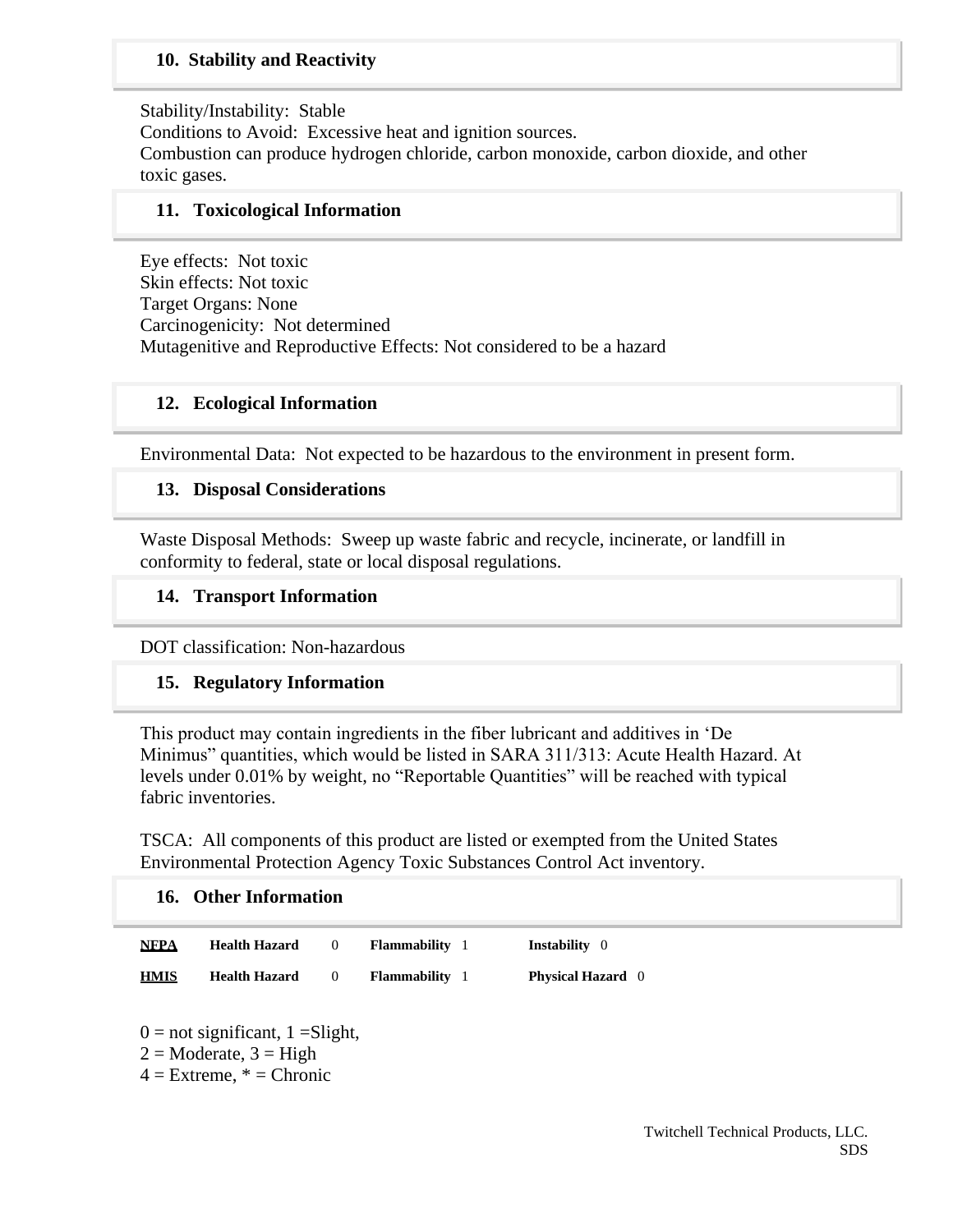## 10. Stability and Reactivity

Stability/Instability: Stable
Conditions to Avoid: Excessive heat and ignition sources.
Combustion can produce hydrogen chloride, carbon monoxide, carbon dioxide, and other toxic gases.

## 11. Toxicological Information

Eye effects: Not toxic
Skin effects: Not toxic
Target Organs: None
Carcinogenicity: Not determined
Mutagenitive and Reproductive Effects: Not considered to be a hazard

## 12. Ecological Information

Environmental Data: Not expected to be hazardous to the environment in present form.

## 13. Disposal Considerations

Waste Disposal Methods: Sweep up waste fabric and recycle, incinerate, or landfill in conformity to federal, state or local disposal regulations.

## 14. Transport Information

DOT classification: Non-hazardous

## 15. Regulatory Information

This product may contain ingredients in the fiber lubricant and additives in 'De Minimus" quantities, which would be listed in SARA 311/313: Acute Health Hazard. At levels under 0.01% by weight, no "Reportable Quantities" will be reached with typical fabric inventories.

TSCA: All components of this product are listed or exempted from the United States Environmental Protection Agency Toxic Substances Control Act inventory.

## 16. Other Information

| | | | | | | |
|---|---|---|---|---|---|---|
| **NFPA** | **Health Hazard** | 0 | **Flammability** | 1 | **Instability** | 0 |
| **HMIS** | **Health Hazard** | 0 | **Flammability** | 1 | **Physical Hazard** | 0 |

0 = not significant, 1 =Slight,
2 = Moderate, 3 = High
4 = Extreme, * = Chronic

Twitchell Technical Products, LLC.
SDS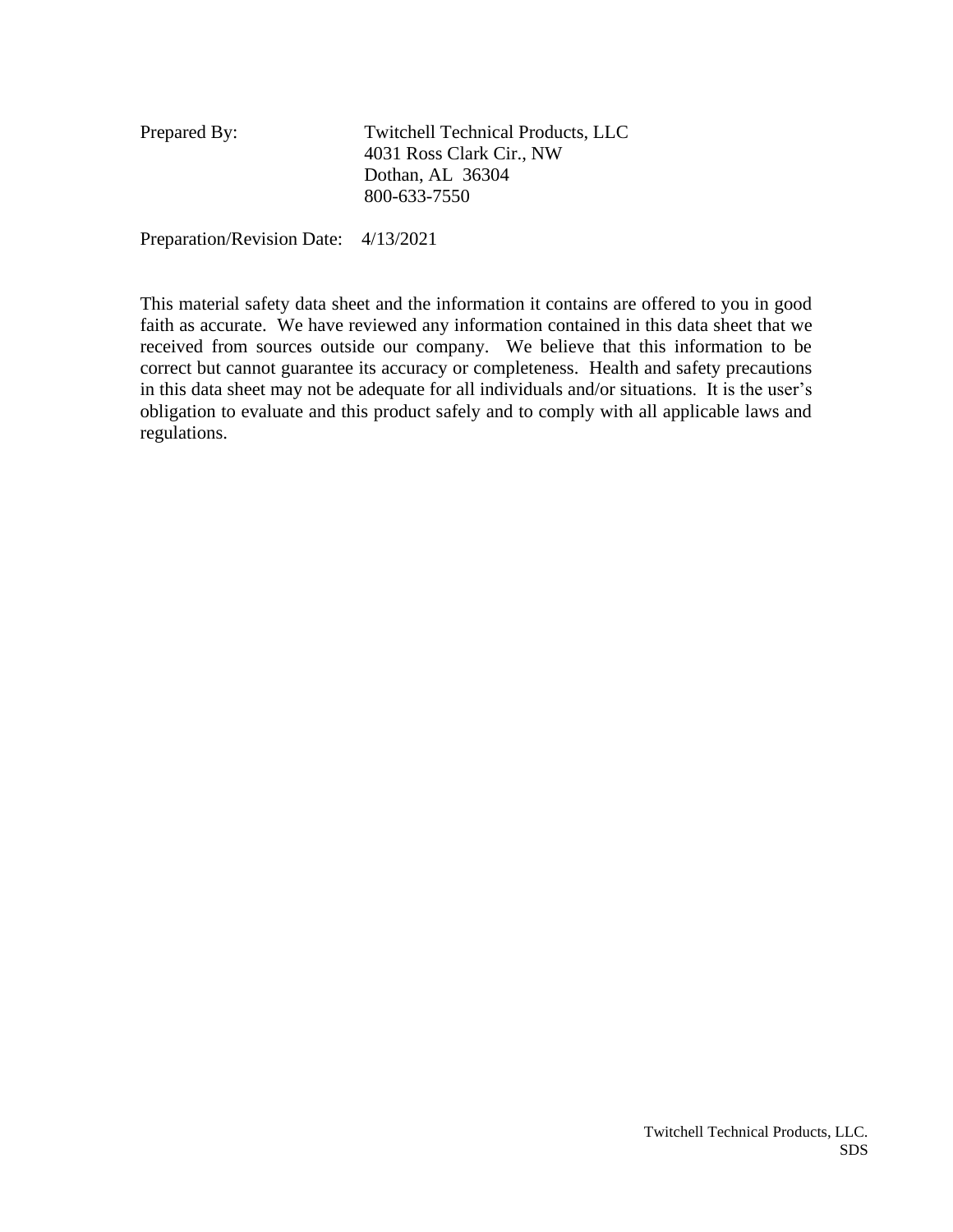| | |
|---|---|
| Prepared By: | Twitchell Technical Products, LLC<br>4031 Ross Clark Cir., NW<br>Dothan, AL 36304<br>800-633-7550 |

Preparation/Revision Date: 4/13/2021

This material safety data sheet and the information it contains are offered to you in good faith as accurate. We have reviewed any information contained in this data sheet that we received from sources outside our company. We believe that this information to be correct but cannot guarantee its accuracy or completeness. Health and safety precautions in this data sheet may not be adequate for all individuals and/or situations. It is the user's obligation to evaluate and this product safely and to comply with all applicable laws and regulations.